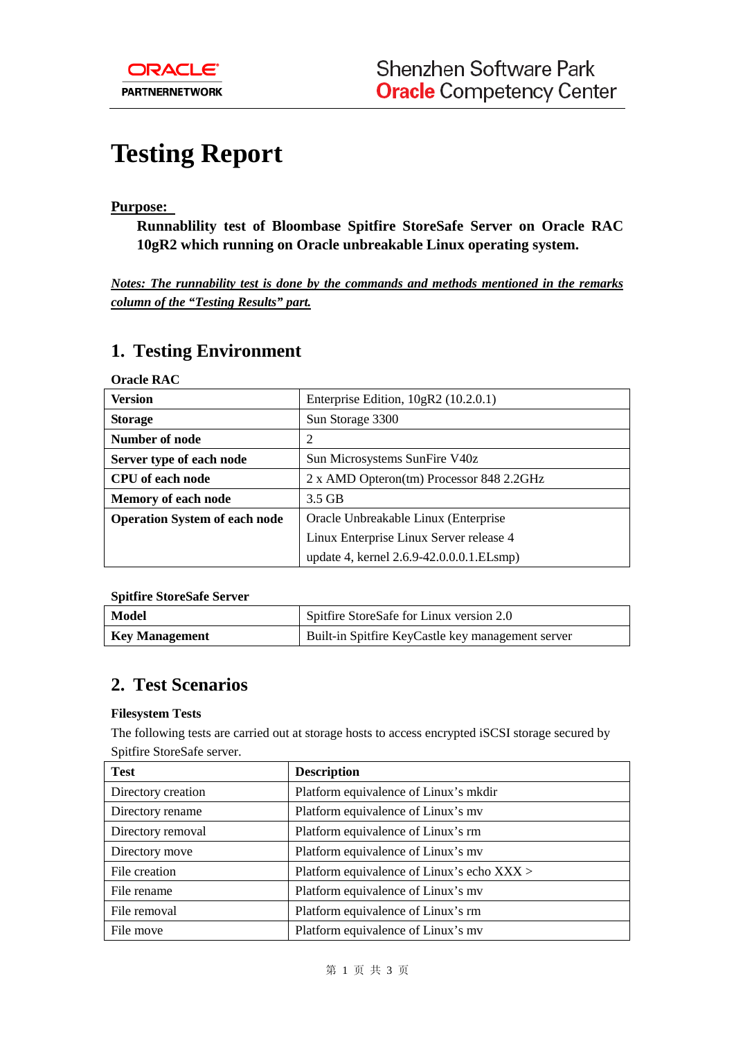ORACLE
PARTNERNETWORK

Shenzhen Software Park
Oracle Competency Center

# Testing Report

**Purpose:**

**Runnablility test of Bloombase Spitfire StoreSafe Server on Oracle RAC 10gR2 which running on Oracle unbreakable Linux operating system.**

*Notes: The runnability test is done by the commands and methods mentioned in the remarks column of the "Testing Results" part.*

## 1. Testing Environment

**Oracle RAC**

| **Version** | Enterprise Edition, 10gR2 (10.2.0.1) |
|---|---|
| **Storage** | Sun Storage 3300 |
| **Number of node** | 2 |
| **Server type of each node** | Sun Microsystems SunFire V40z |
| **CPU of each node** | 2 x AMD Opteron(tm) Processor 848 2.2GHz |
| **Memory of each node** | 3.5 GB |
| **Operation System of each node** | Oracle Unbreakable Linux (Enterprise Linux Enterprise Linux Server release 4 update 4, kernel 2.6.9-42.0.0.0.1.ELsmp) |

**Spitfire StoreSafe Server**

| **Model** | Spitfire StoreSafe for Linux version 2.0 |
|---|---|
| **Key Management** | Built-in Spitfire KeyCastle key management server |

## 2. Test Scenarios

**Filesystem Tests**

The following tests are carried out at storage hosts to access encrypted iSCSI storage secured by Spitfire StoreSafe server.

| **Test** | **Description** |
|---|---|
| Directory creation | Platform equivalence of Linux's mkdir |
| Directory rename | Platform equivalence of Linux's mv |
| Directory removal | Platform equivalence of Linux's rm |
| Directory move | Platform equivalence of Linux's mv |
| File creation | Platform equivalence of Linux's echo XXX > |
| File rename | Platform equivalence of Linux's mv |
| File removal | Platform equivalence of Linux's rm |
| File move | Platform equivalence of Linux's mv |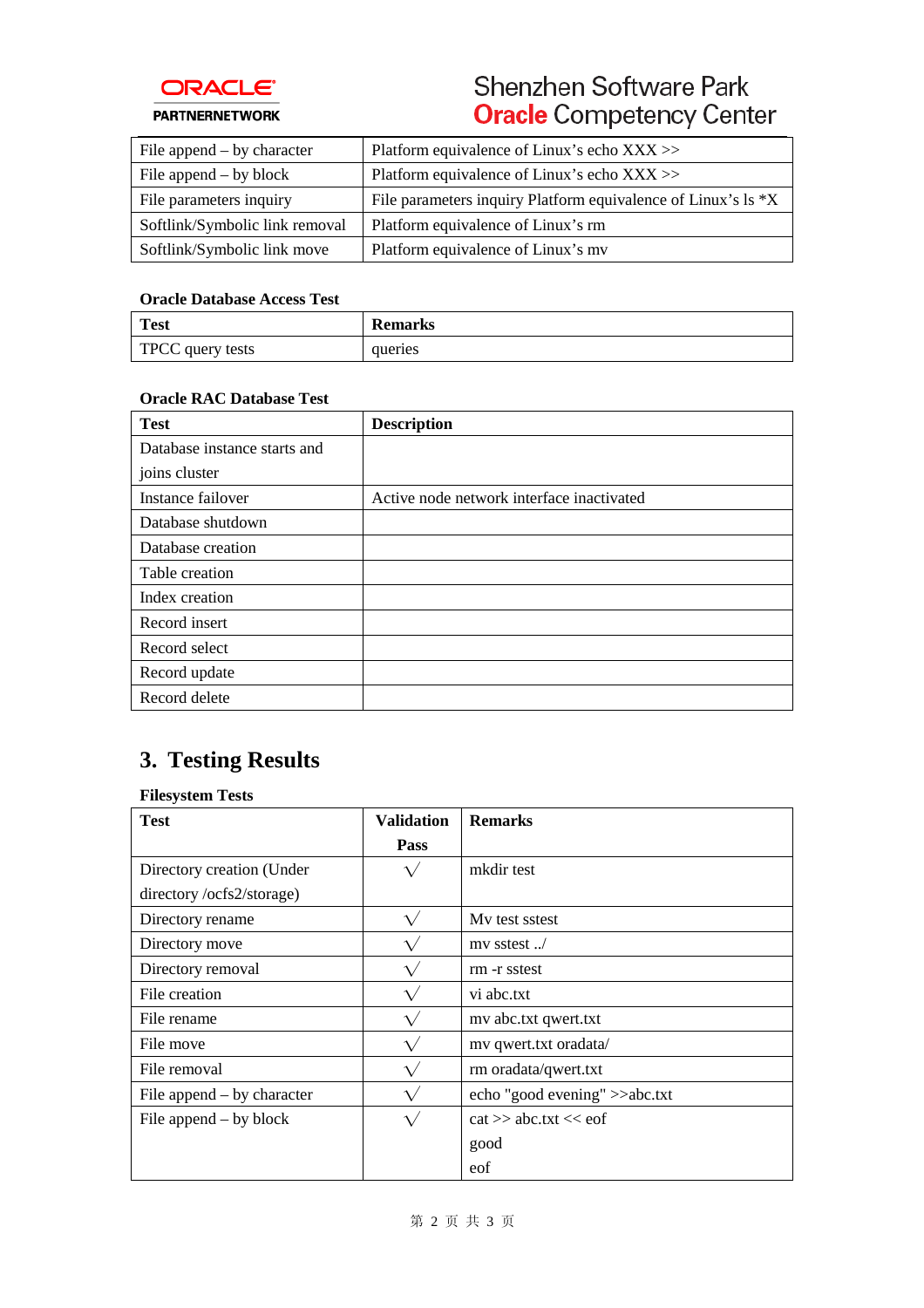| | |
|---|---|
| File append – by character | Platform equivalence of Linux's echo XXX >> |
| File append – by block | Platform equivalence of Linux's echo XXX >> |
| File parameters inquiry | File parameters inquiry Platform equivalence of Linux's ls *X |
| Softlink/Symbolic link removal | Platform equivalence of Linux's rm |
| Softlink/Symbolic link move | Platform equivalence of Linux's mv |

**Oracle Database Access Test**

| Test | Remarks |
|---|---|
| TPCC query tests | queries |

**Oracle RAC Database Test**

| Test | Description |
|---|---|
| Database instance starts and joins cluster | |
| Instance failover | Active node network interface inactivated |
| Database shutdown | |
| Database creation | |
| Table creation | |
| Index creation | |
| Record insert | |
| Record select | |
| Record update | |
| Record delete | |

## 3. Testing Results

**Filesystem Tests**

| Test | Validation Pass | Remarks |
|---|---|---|
| Directory creation (Under directory /ocfs2/storage) | √ | mkdir test |
| Directory rename | √ | Mv test sstest |
| Directory move | √ | mv sstest ../ |
| Directory removal | √ | rm -r sstest |
| File creation | √ | vi abc.txt |
| File rename | √ | mv abc.txt qwert.txt |
| File move | √ | mv qwert.txt oradata/ |
| File removal | √ | rm oradata/qwert.txt |
| File append – by character | √ | echo "good evening" >>abc.txt |
| File append – by block | √ | cat >> abc.txt << eof<br>good<br>eof |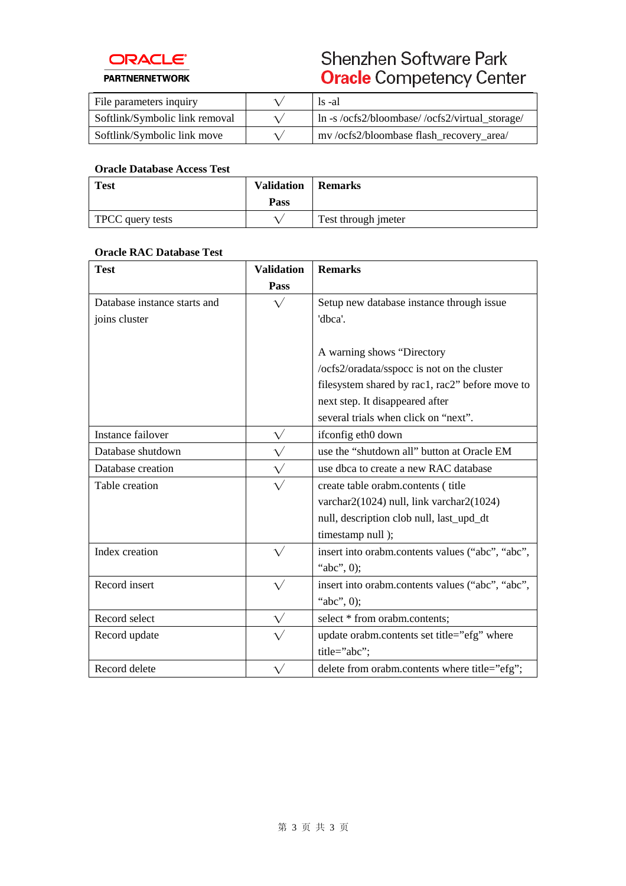| | | |
|---|---|---|
| File parameters inquiry | √ | ls -al |
| Softlink/Symbolic link removal | √ | ln -s /ocfs2/bloombase/ /ocfs2/virtual_storage/ |
| Softlink/Symbolic link move | √ | mv /ocfs2/bloombase flash_recovery_area/ |

**Oracle Database Access Test**

| **Test** | **Validation Pass** | **Remarks** |
|---|---|---|
| TPCC query tests | √ | Test through jmeter |

**Oracle RAC Database Test**

| **Test** | **Validation Pass** | **Remarks** |
|---|---|---|
| Database instance starts and joins cluster | √ | Setup new database instance through issue 'dbca'.<br><br>A warning shows "Directory /ocfs2/oradata/sspocc is not on the cluster filesystem shared by rac1, rac2" before move to next step. It disappeared after several trials when click on "next". |
| Instance failover | √ | ifconfig eth0 down |
| Database shutdown | √ | use the "shutdown all" button at Oracle EM |
| Database creation | √ | use dbca to create a new RAC database |
| Table creation | √ | create table orabm.contents ( title varchar2(1024) null, link varchar2(1024) null, description clob null, last_upd_dt timestamp null ); |
| Index creation | √ | insert into orabm.contents values ("abc", "abc", "abc", 0); |
| Record insert | √ | insert into orabm.contents values ("abc", "abc", "abc", 0); |
| Record select | √ | select * from orabm.contents; |
| Record update | √ | update orabm.contents set title="efg" where title="abc"; |
| Record delete | √ | delete from orabm.contents where title="efg"; |